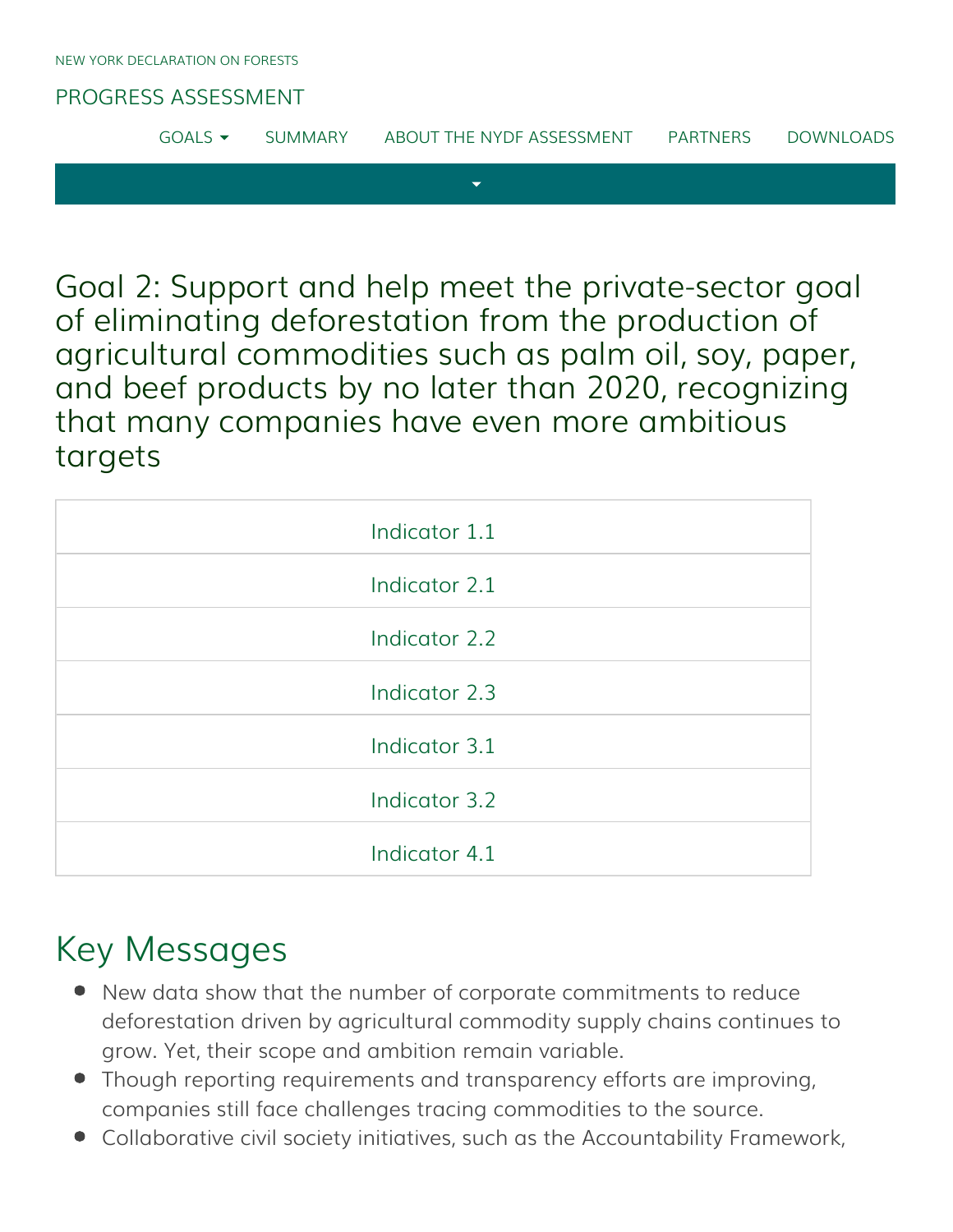NEW YORK DECLARATION ON FORESTS

PROGRESS ASSESSMENT

GOALS | SUMMARY | ABOUT THE NYDF ASSESSMENT | PARTNERS | DOWNLOADS

# Goal 2: Support and help meet the private-sector goal of eliminating deforestation from the production of agricultural commodities such as palm oil, soy, paper, and beef products by no later than 2020, recognizing that many companies have even more ambitious targets

| Indicator 1.1 |
|---|
| Indicator 2.1 |
| Indicator 2.2 |
| Indicator 2.3 |
| Indicator 3.1 |
| Indicator 3.2 |
| Indicator 4.1 |

## Key Messages

- New data show that the number of corporate commitments to reduce deforestation driven by agricultural commodity supply chains continues to grow. Yet, their scope and ambition remain variable.
- Though reporting requirements and transparency efforts are improving, companies still face challenges tracing commodities to the source.
- Collaborative civil society initiatives, such as the Accountability Framework,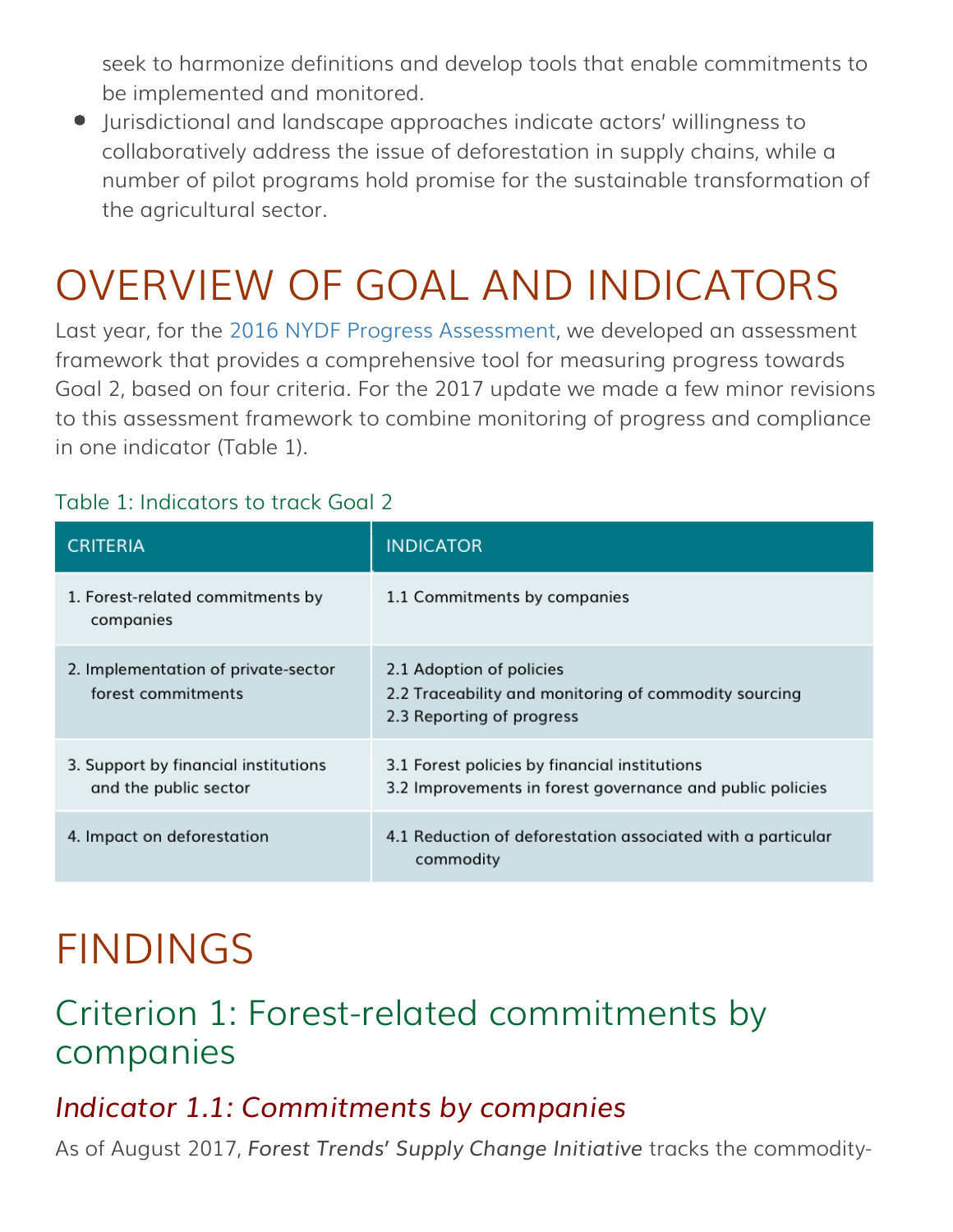seek to harmonize definitions and develop tools that enable commitments to be implemented and monitored.

- Jurisdictional and landscape approaches indicate actors' willingness to collaboratively address the issue of deforestation in supply chains, while a number of pilot programs hold promise for the sustainable transformation of the agricultural sector.

# OVERVIEW OF GOAL AND INDICATORS

Last year, for the 2016 NYDF Progress Assessment, we developed an assessment framework that provides a comprehensive tool for measuring progress towards Goal 2, based on four criteria. For the 2017 update we made a few minor revisions to this assessment framework to combine monitoring of progress and compliance in one indicator (Table 1).

Table 1: Indicators to track Goal 2

| CRITERIA | INDICATOR |
| --- | --- |
| 1. Forest-related commitments by companies | 1.1 Commitments by companies |
| 2. Implementation of private-sector forest commitments | 2.1 Adoption of policies<br>2.2 Traceability and monitoring of commodity sourcing<br>2.3 Reporting of progress |
| 3. Support by financial institutions and the public sector | 3.1 Forest policies by financial institutions<br>3.2 Improvements in forest governance and public policies |
| 4. Impact on deforestation | 4.1 Reduction of deforestation associated with a particular commodity |

# FINDINGS

## Criterion 1: Forest-related commitments by companies

### *Indicator 1.1: Commitments by companies*

As of August 2017, *Forest Trends' Supply Change Initiative* tracks the commodity-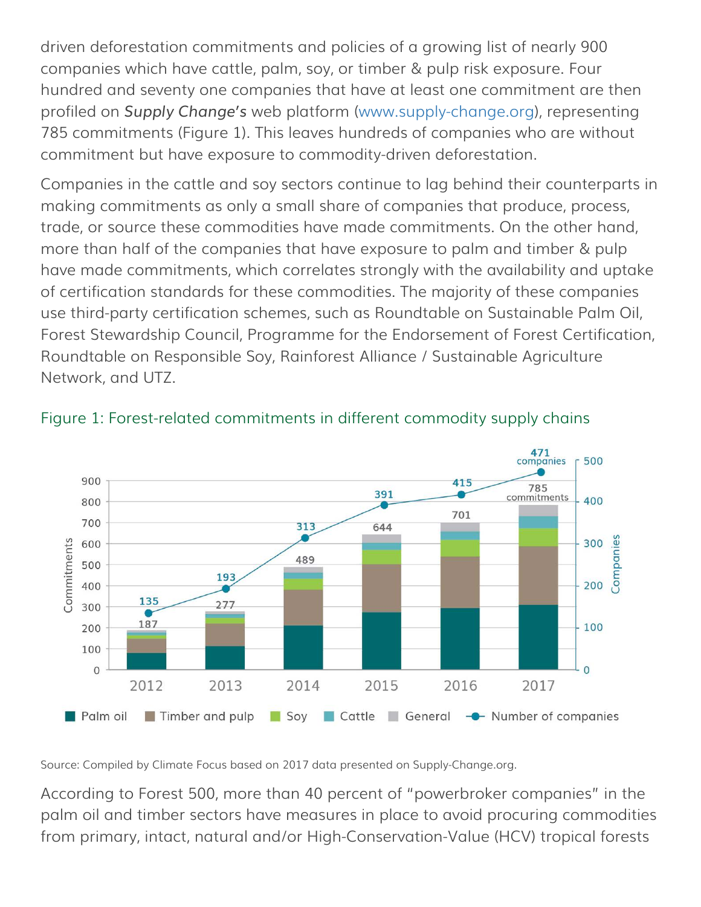driven deforestation commitments and policies of a growing list of nearly 900 companies which have cattle, palm, soy, or timber & pulp risk exposure. Four hundred and seventy one companies that have at least one commitment are then profiled on *Supply Change's* web platform (www.supply-change.org), representing 785 commitments (Figure 1). This leaves hundreds of companies who are without commitment but have exposure to commodity-driven deforestation.

Companies in the cattle and soy sectors continue to lag behind their counterparts in making commitments as only a small share of companies that produce, process, trade, or source these commodities have made commitments. On the other hand, more than half of the companies that have exposure to palm and timber & pulp have made commitments, which correlates strongly with the availability and uptake of certification standards for these commodities. The majority of these companies use third-party certification schemes, such as Roundtable on Sustainable Palm Oil, Forest Stewardship Council, Programme for the Endorsement of Forest Certification, Roundtable on Responsible Soy, Rainforest Alliance / Sustainable Agriculture Network, and UTZ.

Figure 1: Forest-related commitments in different commodity supply chains

| Year | Commitments | Number of companies |
|---|---|---|
| 2012 | 187 | 135 |
| 2013 | 277 | 193 |
| 2014 | 489 | 313 |
| 2015 | 644 | 391 |
| 2016 | 701 | 415 |
| 2017 | 785 commitments | 471 companies |

Palm oil · Timber and pulp · Soy · Cattle · General · Number of companies

Source: Compiled by Climate Focus based on 2017 data presented on Supply-Change.org.

According to Forest 500, more than 40 percent of "powerbroker companies" in the palm oil and timber sectors have measures in place to avoid procuring commodities from primary, intact, natural and/or High-Conservation-Value (HCV) tropical forests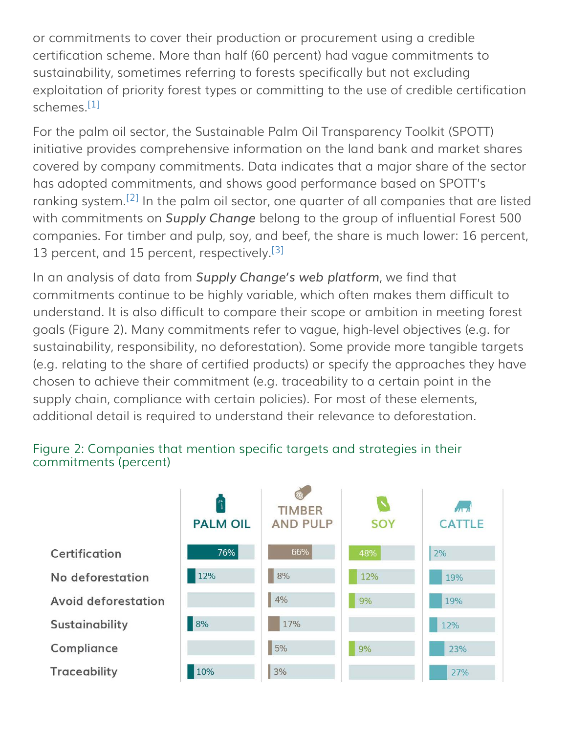or commitments to cover their production or procurement using a credible certification scheme. More than half (60 percent) had vague commitments to sustainability, sometimes referring to forests specifically but not excluding exploitation of priority forest types or committing to the use of credible certification schemes.[1]

For the palm oil sector, the Sustainable Palm Oil Transparency Toolkit (SPOTT) initiative provides comprehensive information on the land bank and market shares covered by company commitments. Data indicates that a major share of the sector has adopted commitments, and shows good performance based on SPOTT's ranking system.[2] In the palm oil sector, one quarter of all companies that are listed with commitments on *Supply Change* belong to the group of influential Forest 500 companies. For timber and pulp, soy, and beef, the share is much lower: 16 percent, 13 percent, and 15 percent, respectively.[3]

In an analysis of data from *Supply Change's web platform*, we find that commitments continue to be highly variable, which often makes them difficult to understand. It is also difficult to compare their scope or ambition in meeting forest goals (Figure 2). Many commitments refer to vague, high-level objectives (e.g. for sustainability, responsibility, no deforestation). Some provide more tangible targets (e.g. relating to the share of certified products) or specify the approaches they have chosen to achieve their commitment (e.g. traceability to a certain point in the supply chain, compliance with certain policies). For most of these elements, additional detail is required to understand their relevance to deforestation.

Figure 2: Companies that mention specific targets and strategies in their commitments (percent)

| | PALM OIL | TIMBER AND PULP | SOY | CATTLE |
|---|---|---|---|---|
| Certification | 76% | 66% | 48% | 2% |
| No deforestation | 12% | 8% | 12% | 19% |
| Avoid deforestation | | 4% | 9% | 19% |
| Sustainability | 8% | 17% | | 12% |
| Compliance | | 5% | 9% | 23% |
| Traceability | 10% | 3% | | 27% |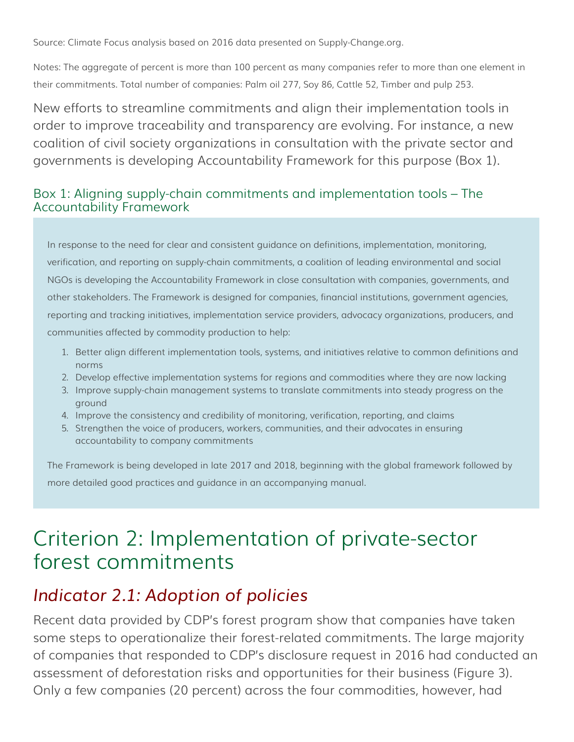Source: Climate Focus analysis based on 2016 data presented on Supply-Change.org.

Notes: The aggregate of percent is more than 100 percent as many companies refer to more than one element in their commitments. Total number of companies: Palm oil 277, Soy 86, Cattle 52, Timber and pulp 253.

New efforts to streamline commitments and align their implementation tools in order to improve traceability and transparency are evolving. For instance, a new coalition of civil society organizations in consultation with the private sector and governments is developing Accountability Framework for this purpose (Box 1).

#### Box 1: Aligning supply-chain commitments and implementation tools – The Accountability Framework

In response to the need for clear and consistent guidance on definitions, implementation, monitoring, verification, and reporting on supply-chain commitments, a coalition of leading environmental and social NGOs is developing the Accountability Framework in close consultation with companies, governments, and other stakeholders. The Framework is designed for companies, financial institutions, government agencies, reporting and tracking initiatives, implementation service providers, advocacy organizations, producers, and communities affected by commodity production to help:

1. Better align different implementation tools, systems, and initiatives relative to common definitions and norms
2. Develop effective implementation systems for regions and commodities where they are now lacking
3. Improve supply-chain management systems to translate commitments into steady progress on the ground
4. Improve the consistency and credibility of monitoring, verification, reporting, and claims
5. Strengthen the voice of producers, workers, communities, and their advocates in ensuring accountability to company commitments

The Framework is being developed in late 2017 and 2018, beginning with the global framework followed by more detailed good practices and guidance in an accompanying manual.

## Criterion 2: Implementation of private-sector forest commitments

### *Indicator 2.1: Adoption of policies*

Recent data provided by CDP's forest program show that companies have taken some steps to operationalize their forest-related commitments. The large majority of companies that responded to CDP's disclosure request in 2016 had conducted an assessment of deforestation risks and opportunities for their business (Figure 3). Only a few companies (20 percent) across the four commodities, however, had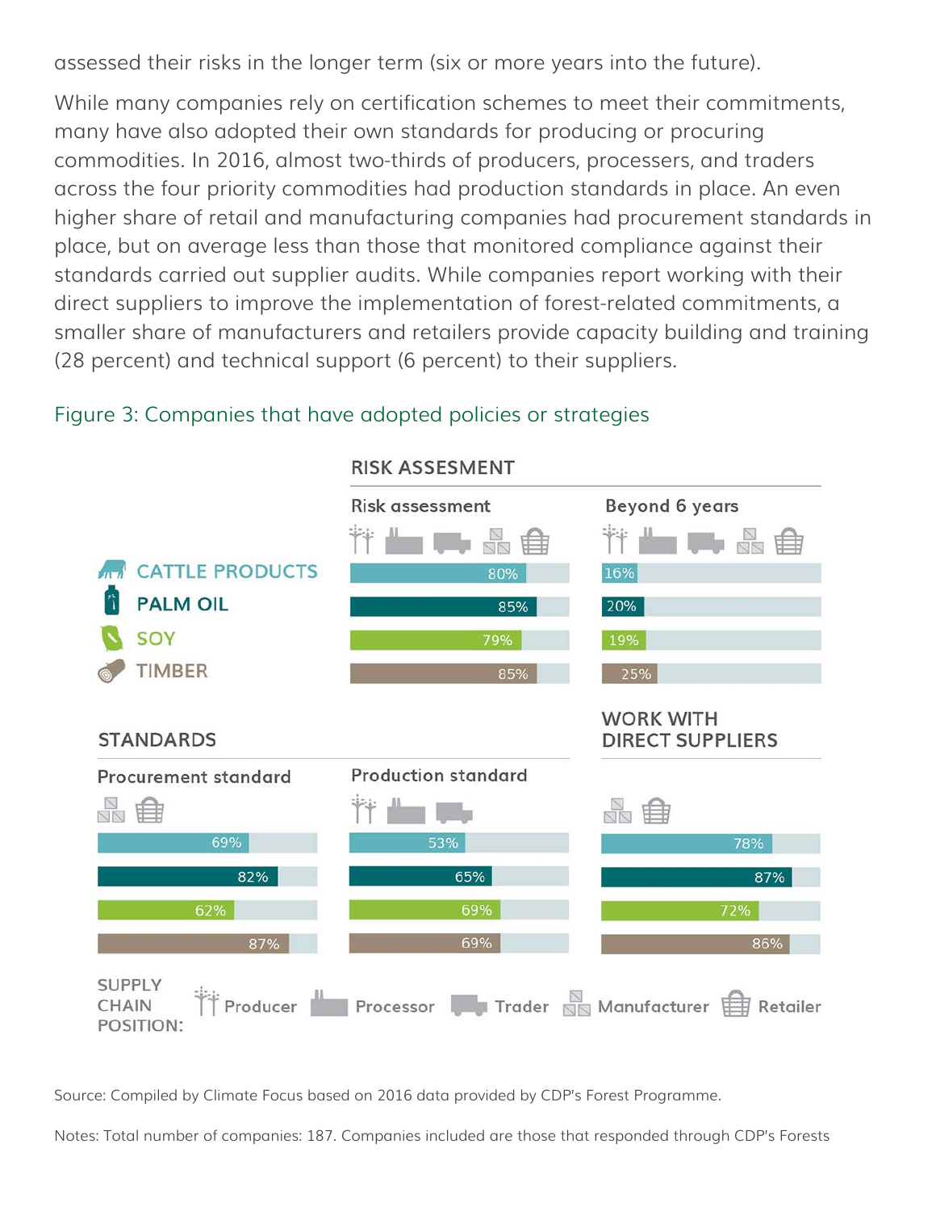assessed their risks in the longer term (six or more years into the future).

While many companies rely on certification schemes to meet their commitments, many have also adopted their own standards for producing or procuring commodities. In 2016, almost two-thirds of producers, processers, and traders across the four priority commodities had production standards in place. An even higher share of retail and manufacturing companies had procurement standards in place, but on average less than those that monitored compliance against their standards carried out supplier audits. While companies report working with their direct suppliers to improve the implementation of forest-related commitments, a smaller share of manufacturers and retailers provide capacity building and training (28 percent) and technical support (6 percent) to their suppliers.

Figure 3: Companies that have adopted policies or strategies

**RISK ASSESMENT**

| Commodity | Risk assessment (Producer, Processor, Trader, Manufacturer, Retailer) | Beyond 6 years (Producer, Processor, Trader, Manufacturer, Retailer) |
|---|---|---|
| CATTLE PRODUCTS | 80% | 16% |
| PALM OIL | 85% | 20% |
| SOY | 79% | 19% |
| TIMBER | 85% | 25% |

**STANDARDS** / **WORK WITH DIRECT SUPPLIERS**

| Commodity | Procurement standard (Manufacturer, Retailer) | Production standard (Producer, Processor, Trader) | Work with direct suppliers (Manufacturer, Retailer) |
|---|---|---|---|
| CATTLE PRODUCTS | 69% | 53% | 78% |
| PALM OIL | 82% | 65% | 87% |
| SOY | 62% | 69% | 72% |
| TIMBER | 87% | 69% | 86% |

SUPPLY CHAIN POSITION: Producer, Processor, Trader, Manufacturer, Retailer

Source: Compiled by Climate Focus based on 2016 data provided by CDP's Forest Programme.

Notes: Total number of companies: 187. Companies included are those that responded through CDP's Forests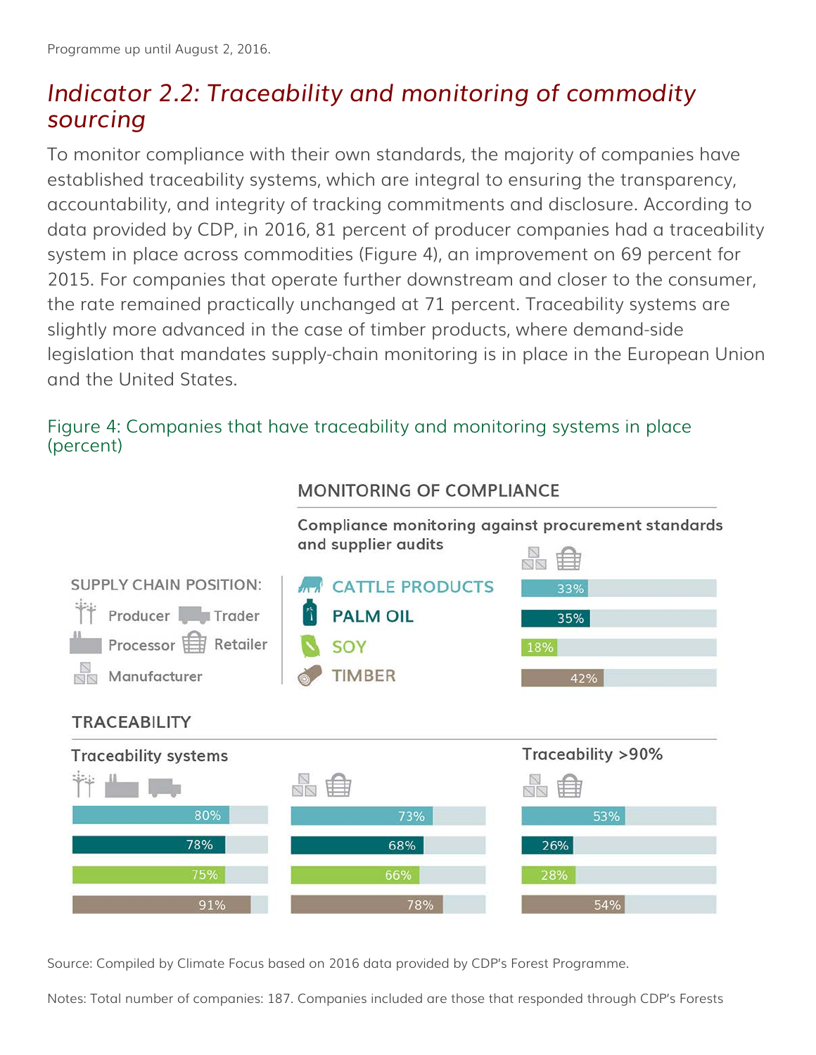Programme up until August 2, 2016.

## *Indicator 2.2: Traceability and monitoring of commodity sourcing*

To monitor compliance with their own standards, the majority of companies have established traceability systems, which are integral to ensuring the transparency, accountability, and integrity of tracking commitments and disclosure. According to data provided by CDP, in 2016, 81 percent of producer companies had a traceability system in place across commodities (Figure 4), an improvement on 69 percent for 2015. For companies that operate further downstream and closer to the consumer, the rate remained practically unchanged at 71 percent. Traceability systems are slightly more advanced in the case of timber products, where demand-side legislation that mandates supply-chain monitoring is in place in the European Union and the United States.

Figure 4: Companies that have traceability and monitoring systems in place (percent)

**MONITORING OF COMPLIANCE**

Supply chain position: Producer, Trader, Processor, Retailer, Manufacturer

| Commodity | Compliance monitoring against procurement standards and supplier audits (Manufacturer, Retailer) |
|---|---|
| CATTLE PRODUCTS | 33% |
| PALM OIL | 35% |
| SOY | 18% |
| TIMBER | 42% |

**TRACEABILITY**

| Commodity | Traceability systems (Producer, Processor, Trader) | Traceability systems (Manufacturer, Retailer) | Traceability >90% (Manufacturer, Retailer) |
|---|---|---|---|
| CATTLE PRODUCTS | 80% | 73% | 53% |
| PALM OIL | 78% | 68% | 26% |
| SOY | 75% | 66% | 28% |
| TIMBER | 91% | 78% | 54% |

Source: Compiled by Climate Focus based on 2016 data provided by CDP's Forest Programme.

Notes: Total number of companies: 187. Companies included are those that responded through CDP's Forests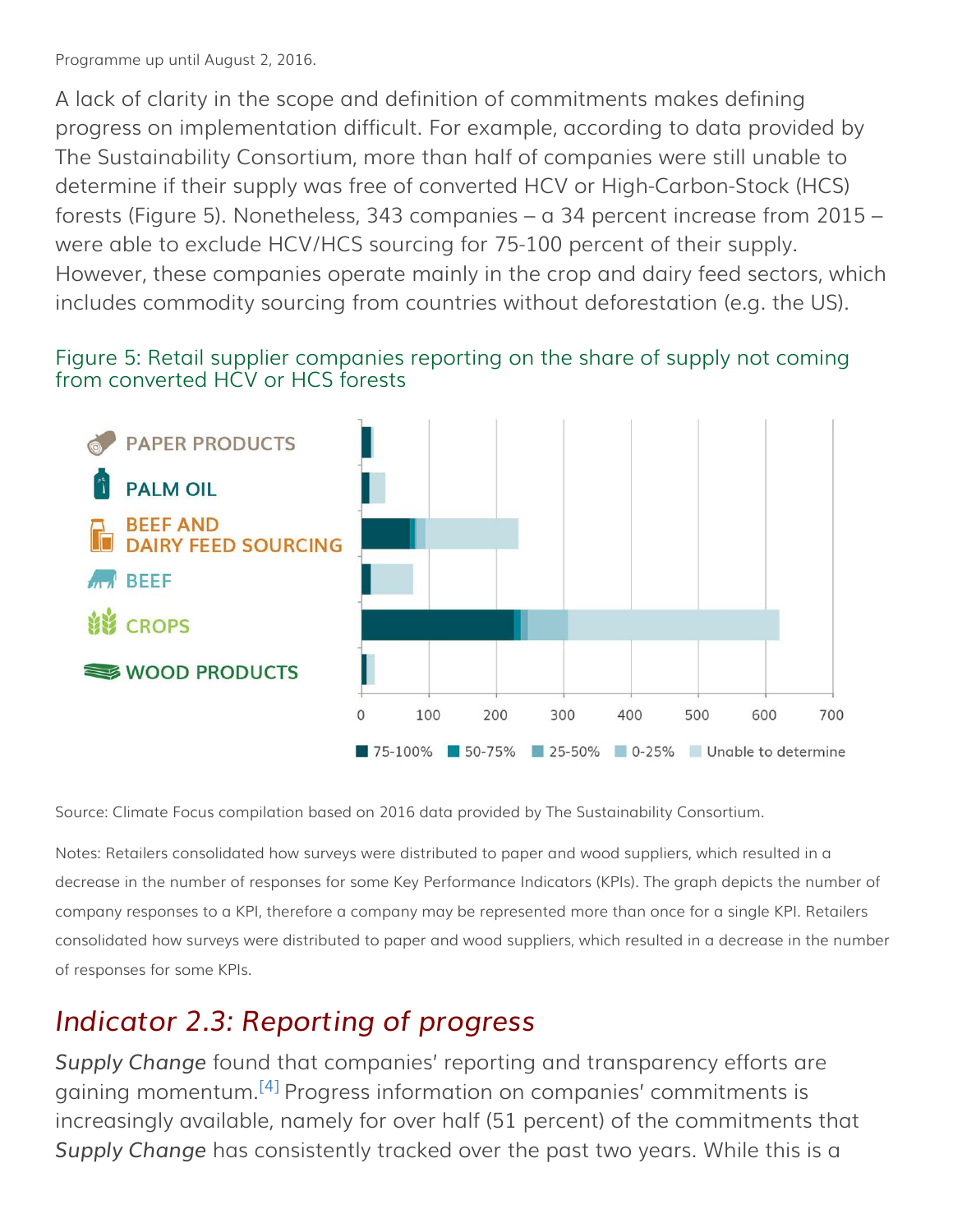Programme up until August 2, 2016.

A lack of clarity in the scope and definition of commitments makes defining progress on implementation difficult. For example, according to data provided by The Sustainability Consortium, more than half of companies were still unable to determine if their supply was free of converted HCV or High-Carbon-Stock (HCS) forests (Figure 5). Nonetheless, 343 companies – a 34 percent increase from 2015 – were able to exclude HCV/HCS sourcing for 75-100 percent of their supply. However, these companies operate mainly in the crop and dairy feed sectors, which includes commodity sourcing from countries without deforestation (e.g. the US).

Figure 5: Retail supplier companies reporting on the share of supply not coming from converted HCV or HCS forests

Source: Climate Focus compilation based on 2016 data provided by The Sustainability Consortium.

Notes: Retailers consolidated how surveys were distributed to paper and wood suppliers, which resulted in a decrease in the number of responses for some Key Performance Indicators (KPIs). The graph depicts the number of company responses to a KPI, therefore a company may be represented more than once for a single KPI. Retailers consolidated how surveys were distributed to paper and wood suppliers, which resulted in a decrease in the number of responses for some KPIs.

## *Indicator 2.3: Reporting of progress*

*Supply Change* found that companies' reporting and transparency efforts are gaining momentum.[4] Progress information on companies' commitments is increasingly available, namely for over half (51 percent) of the commitments that *Supply Change* has consistently tracked over the past two years. While this is a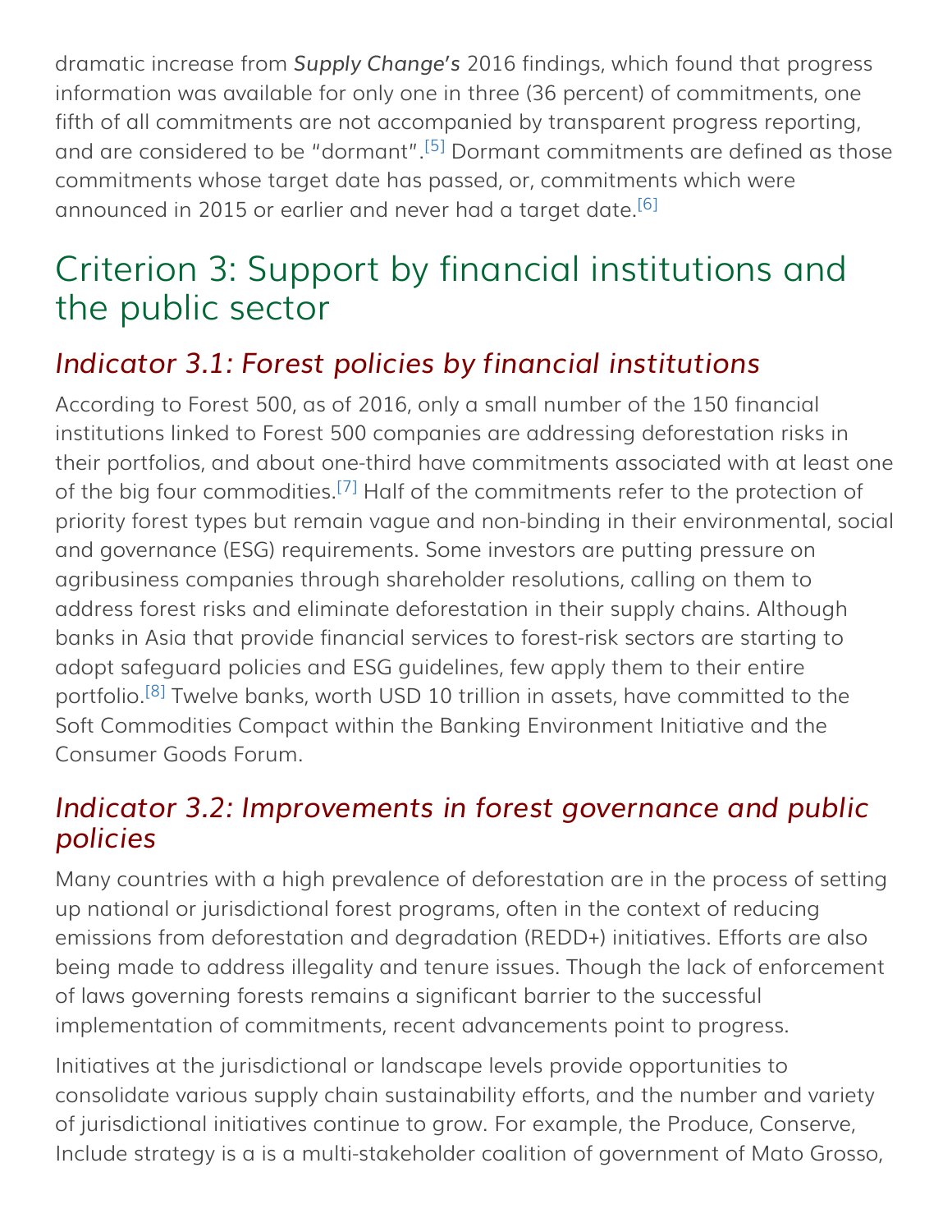dramatic increase from *Supply Change's* 2016 findings, which found that progress information was available for only one in three (36 percent) of commitments, one fifth of all commitments are not accompanied by transparent progress reporting, and are considered to be "dormant".[5] Dormant commitments are defined as those commitments whose target date has passed, or, commitments which were announced in 2015 or earlier and never had a target date.[6]

## Criterion 3: Support by financial institutions and the public sector

### *Indicator 3.1: Forest policies by financial institutions*

According to Forest 500, as of 2016, only a small number of the 150 financial institutions linked to Forest 500 companies are addressing deforestation risks in their portfolios, and about one-third have commitments associated with at least one of the big four commodities.[7] Half of the commitments refer to the protection of priority forest types but remain vague and non-binding in their environmental, social and governance (ESG) requirements. Some investors are putting pressure on agribusiness companies through shareholder resolutions, calling on them to address forest risks and eliminate deforestation in their supply chains. Although banks in Asia that provide financial services to forest-risk sectors are starting to adopt safeguard policies and ESG guidelines, few apply them to their entire portfolio.[8] Twelve banks, worth USD 10 trillion in assets, have committed to the Soft Commodities Compact within the Banking Environment Initiative and the Consumer Goods Forum.

### *Indicator 3.2: Improvements in forest governance and public policies*

Many countries with a high prevalence of deforestation are in the process of setting up national or jurisdictional forest programs, often in the context of reducing emissions from deforestation and degradation (REDD+) initiatives. Efforts are also being made to address illegality and tenure issues. Though the lack of enforcement of laws governing forests remains a significant barrier to the successful implementation of commitments, recent advancements point to progress.

Initiatives at the jurisdictional or landscape levels provide opportunities to consolidate various supply chain sustainability efforts, and the number and variety of jurisdictional initiatives continue to grow. For example, the Produce, Conserve, Include strategy is a is a multi-stakeholder coalition of government of Mato Grosso,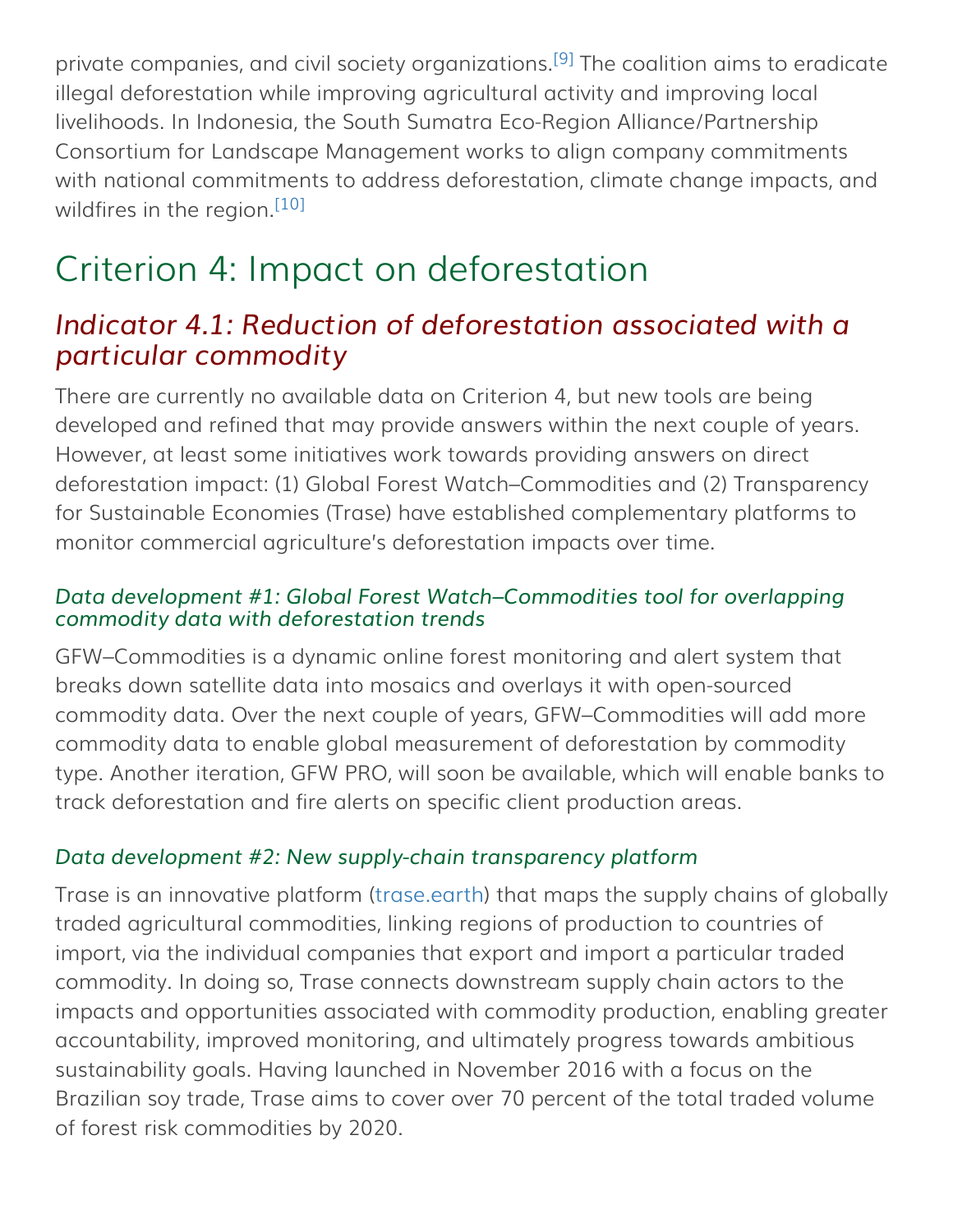private companies, and civil society organizations.[9] The coalition aims to eradicate illegal deforestation while improving agricultural activity and improving local livelihoods. In Indonesia, the South Sumatra Eco-Region Alliance/Partnership Consortium for Landscape Management works to align company commitments with national commitments to address deforestation, climate change impacts, and wildfires in the region.[10]

# Criterion 4: Impact on deforestation

## *Indicator 4.1: Reduction of deforestation associated with a particular commodity*

There are currently no available data on Criterion 4, but new tools are being developed and refined that may provide answers within the next couple of years. However, at least some initiatives work towards providing answers on direct deforestation impact: (1) Global Forest Watch–Commodities and (2) Transparency for Sustainable Economies (Trase) have established complementary platforms to monitor commercial agriculture's deforestation impacts over time.

### *Data development #1: Global Forest Watch–Commodities tool for overlapping commodity data with deforestation trends*

GFW–Commodities is a dynamic online forest monitoring and alert system that breaks down satellite data into mosaics and overlays it with open-sourced commodity data. Over the next couple of years, GFW–Commodities will add more commodity data to enable global measurement of deforestation by commodity type. Another iteration, GFW PRO, will soon be available, which will enable banks to track deforestation and fire alerts on specific client production areas.

### *Data development #2: New supply-chain transparency platform*

Trase is an innovative platform (trase.earth) that maps the supply chains of globally traded agricultural commodities, linking regions of production to countries of import, via the individual companies that export and import a particular traded commodity. In doing so, Trase connects downstream supply chain actors to the impacts and opportunities associated with commodity production, enabling greater accountability, improved monitoring, and ultimately progress towards ambitious sustainability goals. Having launched in November 2016 with a focus on the Brazilian soy trade, Trase aims to cover over 70 percent of the total traded volume of forest risk commodities by 2020.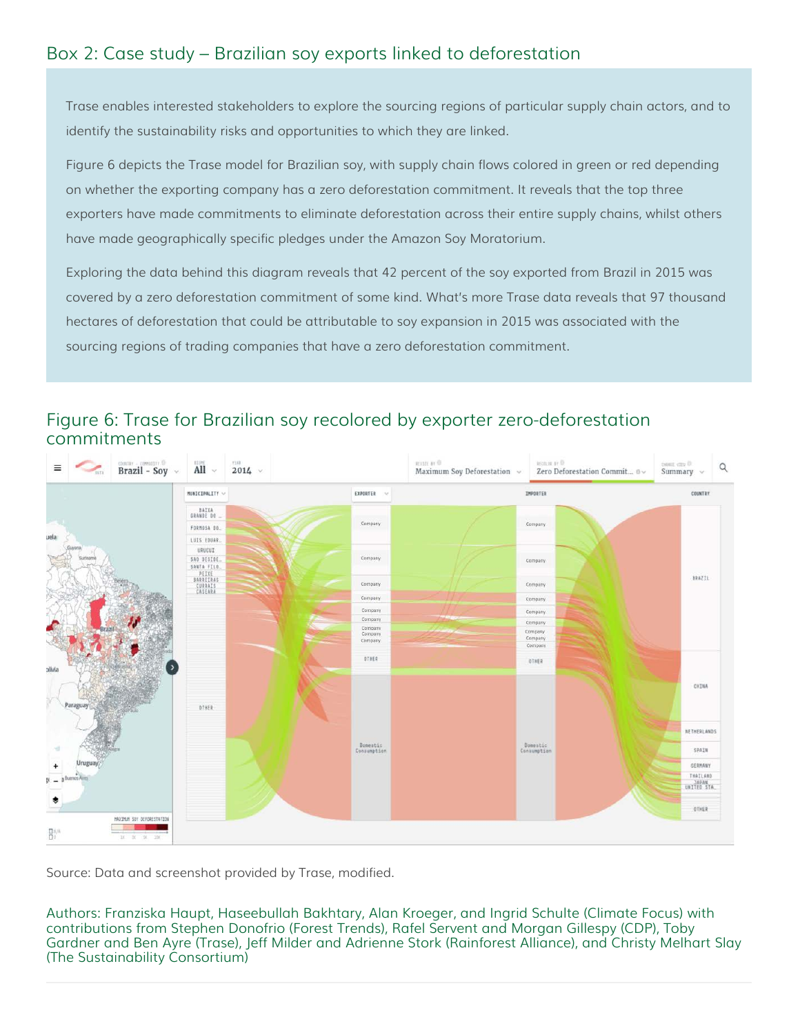## Box 2: Case study – Brazilian soy exports linked to deforestation

Trase enables interested stakeholders to explore the sourcing regions of particular supply chain actors, and to identify the sustainability risks and opportunities to which they are linked.

Figure 6 depicts the Trase model for Brazilian soy, with supply chain flows colored in green or red depending on whether the exporting company has a zero deforestation commitment. It reveals that the top three exporters have made commitments to eliminate deforestation across their entire supply chains, whilst others have made geographically specific pledges under the Amazon Soy Moratorium.

Exploring the data behind this diagram reveals that 42 percent of the soy exported from Brazil in 2015 was covered by a zero deforestation commitment of some kind. What's more Trase data reveals that 97 thousand hectares of deforestation that could be attributable to soy expansion in 2015 was associated with the sourcing regions of trading companies that have a zero deforestation commitment.

## Figure 6: Trase for Brazilian soy recolored by exporter zero-deforestation commitments

Source: Data and screenshot provided by Trase, modified.

Authors: Franziska Haupt, Haseebullah Bakhtary, Alan Kroeger, and Ingrid Schulte (Climate Focus) with contributions from Stephen Donofrio (Forest Trends), Rafel Servent and Morgan Gillespy (CDP), Toby Gardner and Ben Ayre (Trase), Jeff Milder and Adrienne Stork (Rainforest Alliance), and Christy Melhart Slay (The Sustainability Consortium)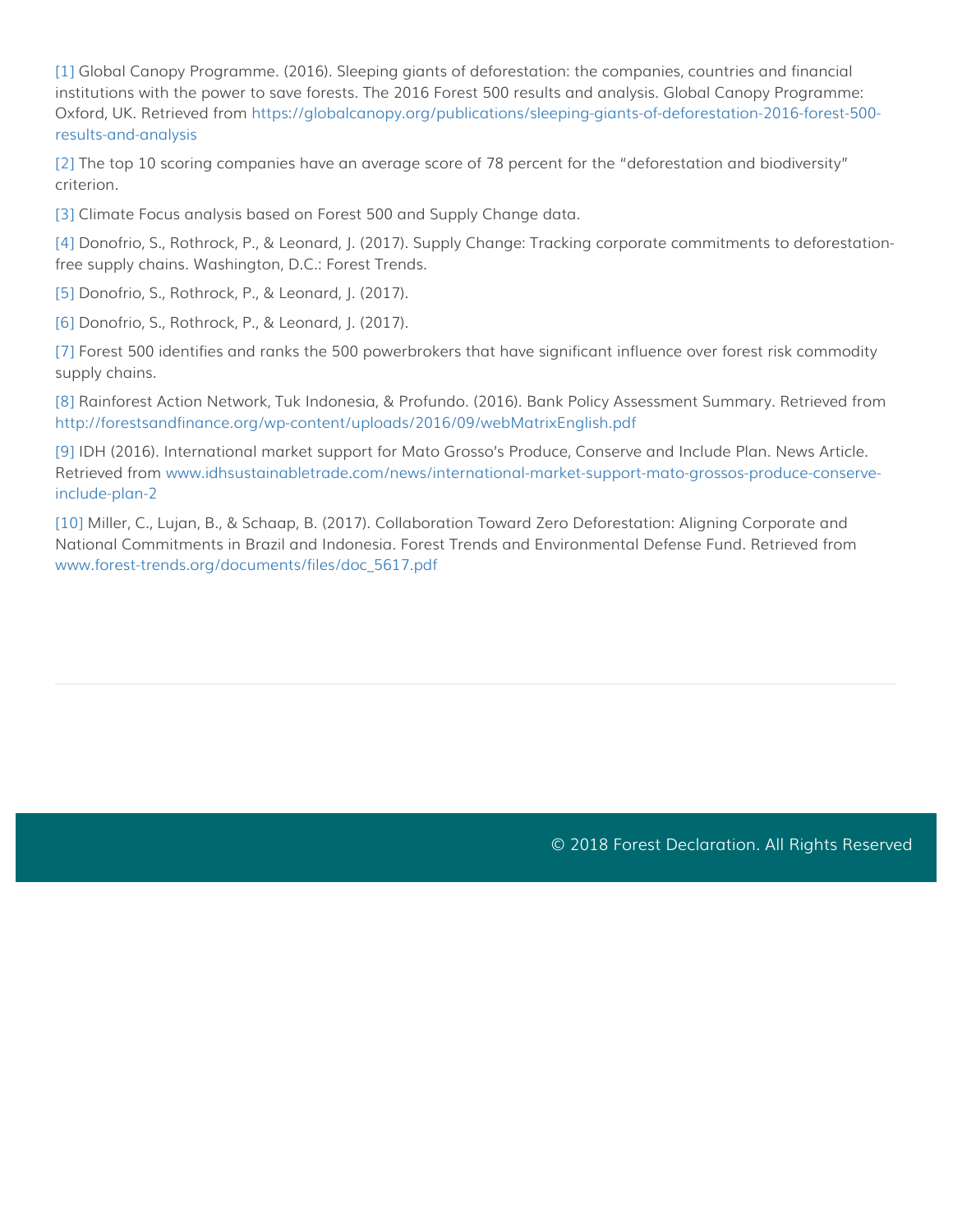[1] Global Canopy Programme. (2016). Sleeping giants of deforestation: the companies, countries and financial institutions with the power to save forests. The 2016 Forest 500 results and analysis. Global Canopy Programme: Oxford, UK. Retrieved from https://globalcanopy.org/publications/sleeping-giants-of-deforestation-2016-forest-500-results-and-analysis

[2] The top 10 scoring companies have an average score of 78 percent for the "deforestation and biodiversity" criterion.

[3] Climate Focus analysis based on Forest 500 and Supply Change data.

[4] Donofrio, S., Rothrock, P., & Leonard, J. (2017). Supply Change: Tracking corporate commitments to deforestation-free supply chains. Washington, D.C.: Forest Trends.

[5] Donofrio, S., Rothrock, P., & Leonard, J. (2017).

[6] Donofrio, S., Rothrock, P., & Leonard, J. (2017).

[7] Forest 500 identifies and ranks the 500 powerbrokers that have significant influence over forest risk commodity supply chains.

[8] Rainforest Action Network, Tuk Indonesia, & Profundo. (2016). Bank Policy Assessment Summary. Retrieved from http://forestsandfinance.org/wp-content/uploads/2016/09/webMatrixEnglish.pdf

[9] IDH (2016). International market support for Mato Grosso's Produce, Conserve and Include Plan. News Article. Retrieved from www.idhsustainabletrade.com/news/international-market-support-mato-grossos-produce-conserve-include-plan-2

[10] Miller, C., Lujan, B., & Schaap, B. (2017). Collaboration Toward Zero Deforestation: Aligning Corporate and National Commitments in Brazil and Indonesia. Forest Trends and Environmental Defense Fund. Retrieved from www.forest-trends.org/documents/files/doc_5617.pdf

---

© 2018 Forest Declaration. All Rights Reserved